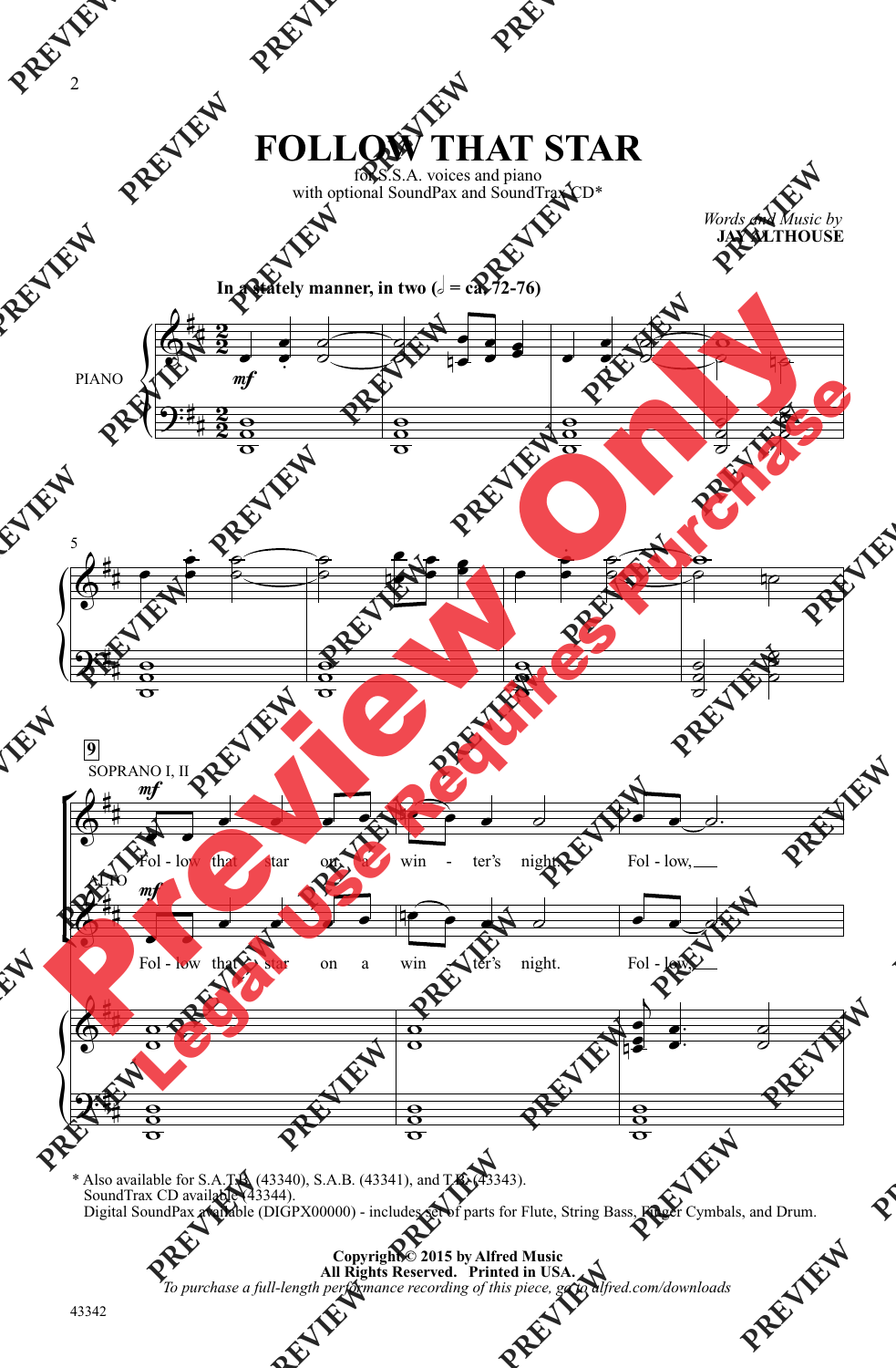# FOLLOW THAT STAR

for S.S.A. voices and piano
with optional SoundPax and SoundTrax CD*

*Words and Music by*
**JAY ALTHOUSE**

**In a stately manner, in two (𝅗𝅥 = ca. 72-76)**

PIANO

SOPRANO I, II

Fol - low that star on a win - ter's night. Fol - low,

ALTO

Fol - low that star on a win - ter's night. Fol - low,

\* Also available for S.A.T.B. (43340), S.A.B. (43341), and T.B. (43343).
SoundTrax CD available (43344).
Digital SoundPax available (DIGPX00000) - includes set of parts for Flute, String Bass, Finger Cymbals, and Drum.

**Copyright © 2015 by Alfred Music**
**All Rights Reserved. Printed in USA.**
*To purchase a full-length performance recording of this piece, go to alfred.com/downloads*

43342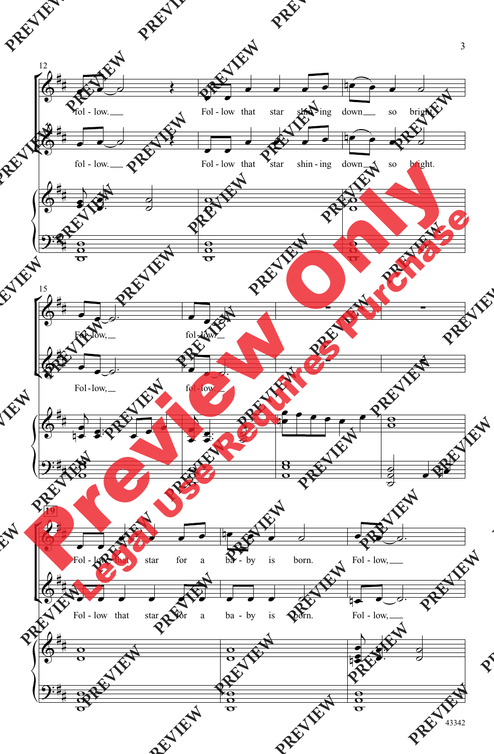fol - low. Fol - low that star shin - ing down so bright.

fol - low. Fol - low that star shin - ing down so bright.

Fol - low, fol - low.

Fol - low, fol - low.

Fol - low that star for a ba - by is born. Fol - low,

Fol - low that star for a ba - by is born. Fol - low,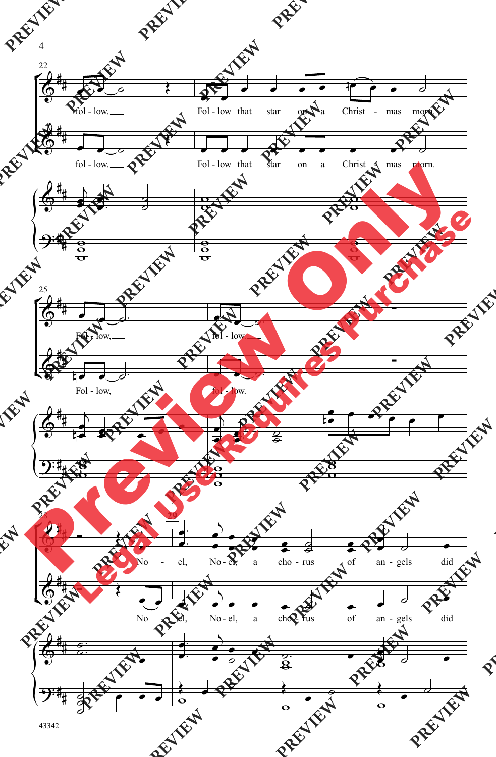22

fol - low.

Fol - low that star on a Christ - mas morn.

fol - low.

Fol - low that star on a Christ - mas morn.

25

Fol - low,

fol - low.

Fol - low,

fol - low.

28

29

No - el, No - el, a cho - rus of an - gels did

No - el, No - el, a cho - rus of an - gels did

43342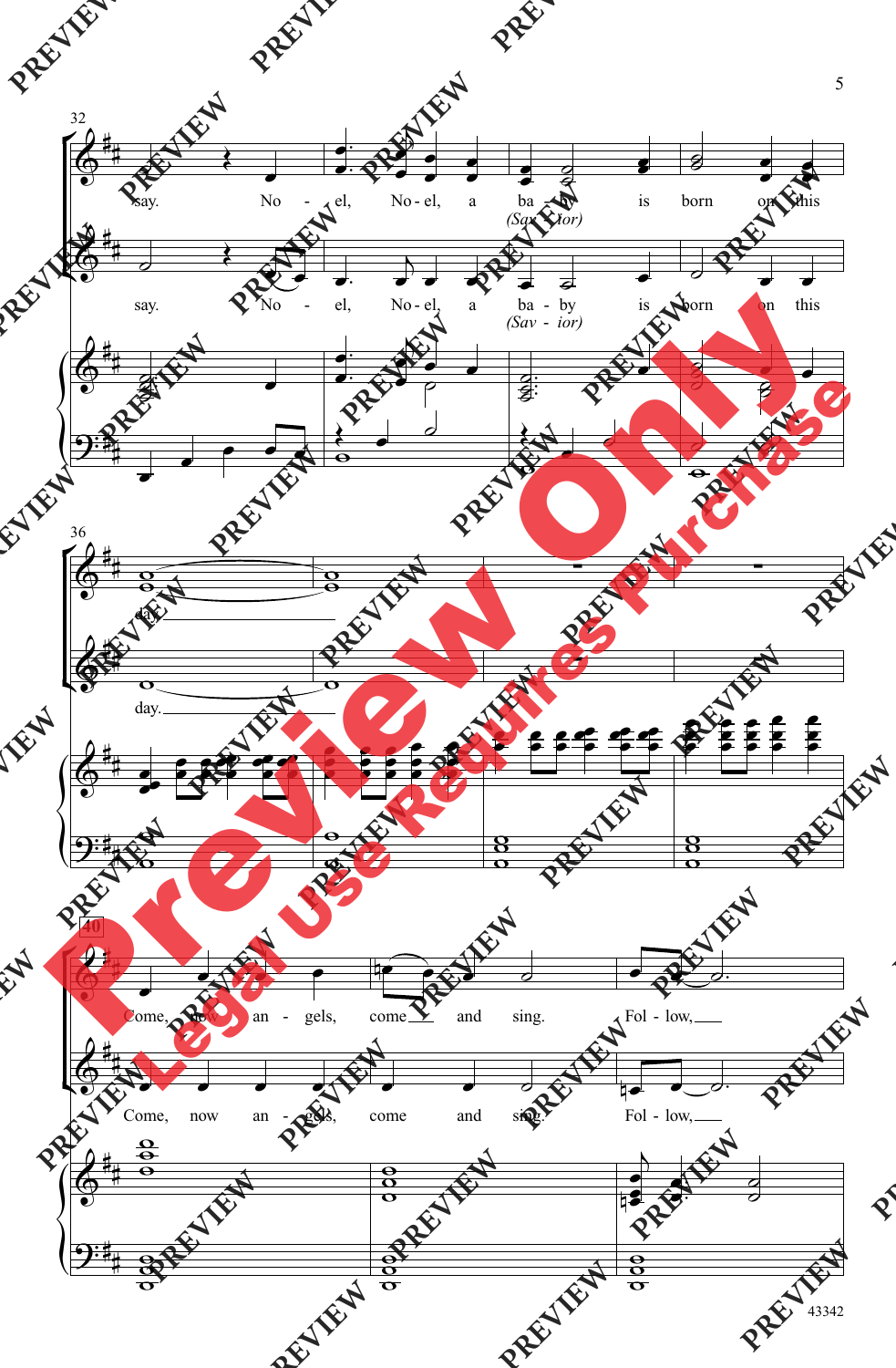32

say. No - el, No - el, a ba - by is born on this

(Sav - ior)

say. No - el, No - el, a ba - by is born on this

(Sav - ior)

36

day.

day.

40

Come, now an - gels, come and sing. Fol - low,

Come, now an - gels, come and sing. Fol - low,

43342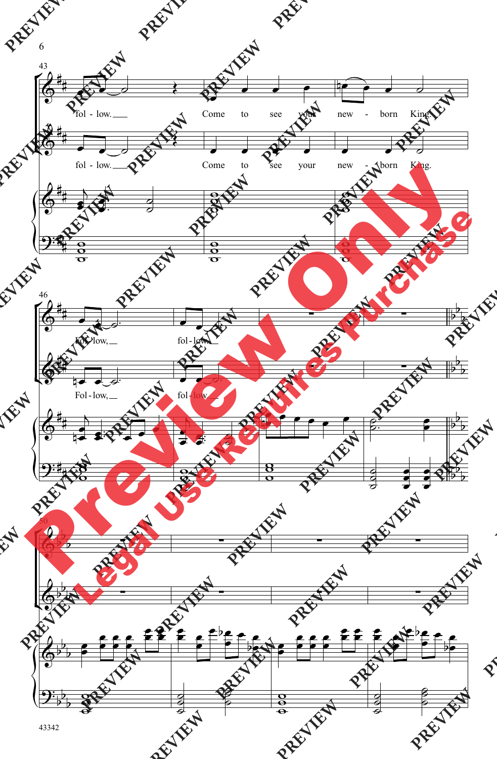fol - low. Come to see your new - born King.

fol - low. Come to see your new - born King.

Fol - low, fol - low.

Fol - low, fol - low.

43342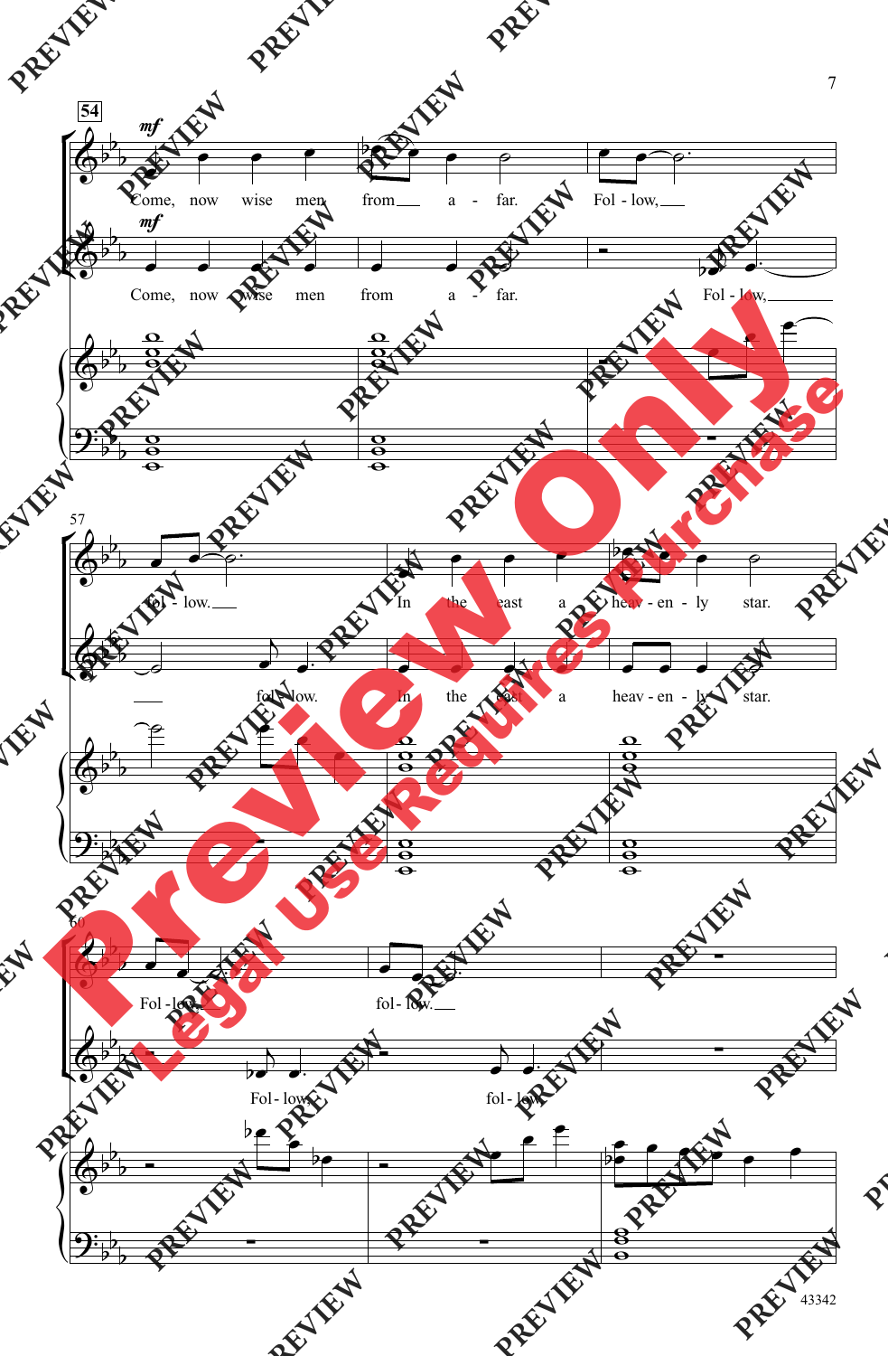54

*mf*

Come, now wise men from a - far. Fol - low,

*mf*

Come, now wise men from a - far. Fol - low,

57

Fol - low. In the east a heav - en - ly star.

fol - low. In the east a heav - en - ly star.

60

Fol - low, fol - low.

Fol - low, fol - low.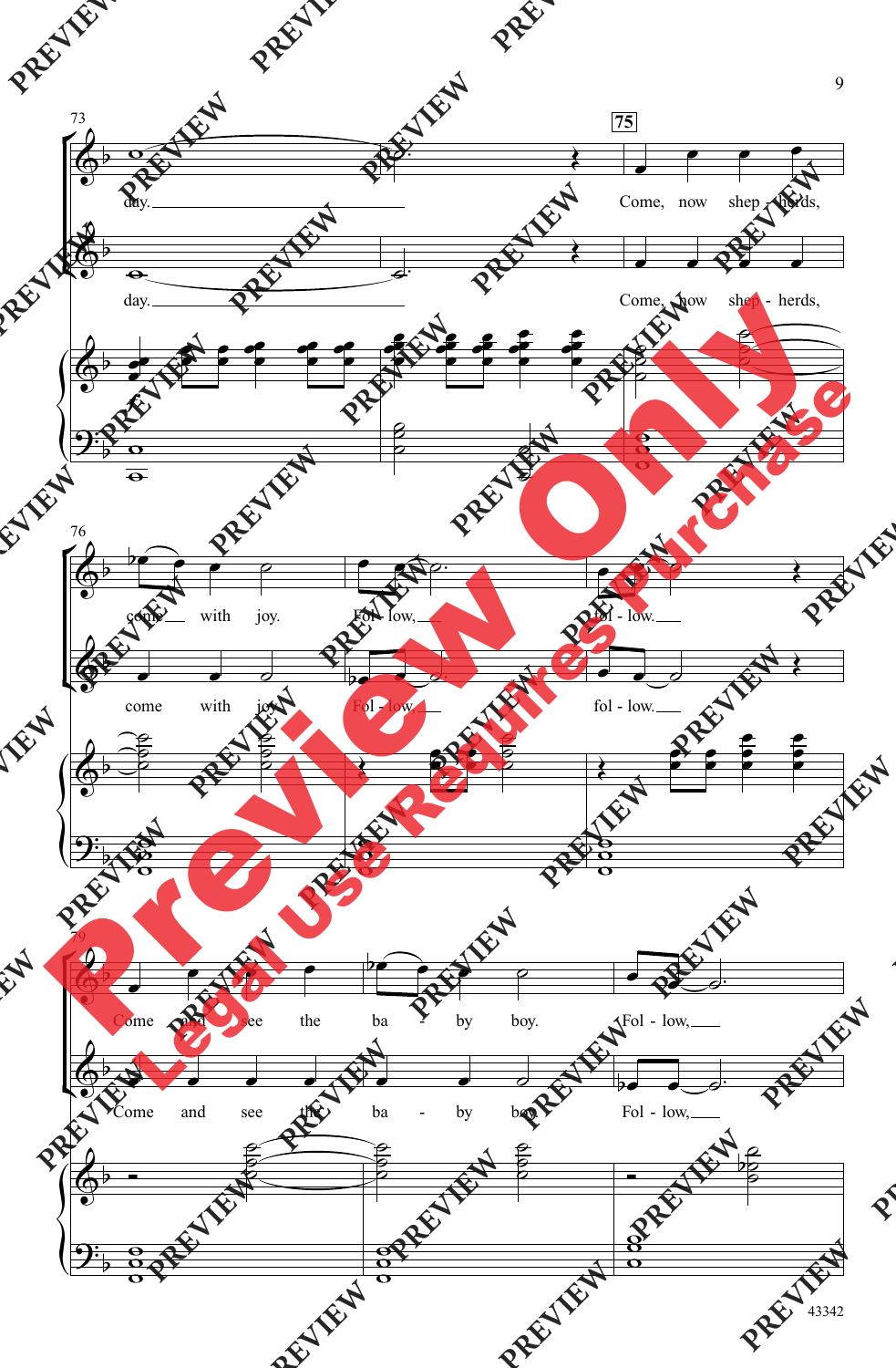73

day.

75

Come, now shep - herds,

day.

Come, now shep - herds,

76

come with joy. Fol - low, fol - low.

come with joy. Fol - low, fol - low.

79

Come and see the ba - by boy. Fol - low,

Come and see the ba - by boy. Fol - low,

43342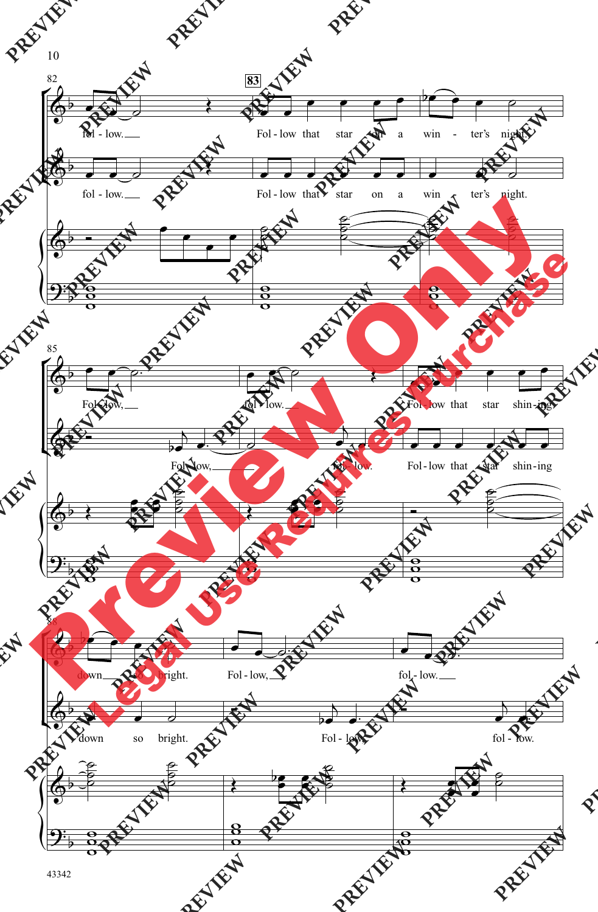82 — 83

fol - low. Fol - low that star on a win - ter's night.

fol - low. Fol - low that star on a win - ter's night.

85

Fol - low, fol - low. Fol - low that star shin - ing

Fol - low, fol - low. Fol - low that star shin - ing

88

down so bright. Fol - low, fol - low.

down so bright. Fol - low, fol - low.